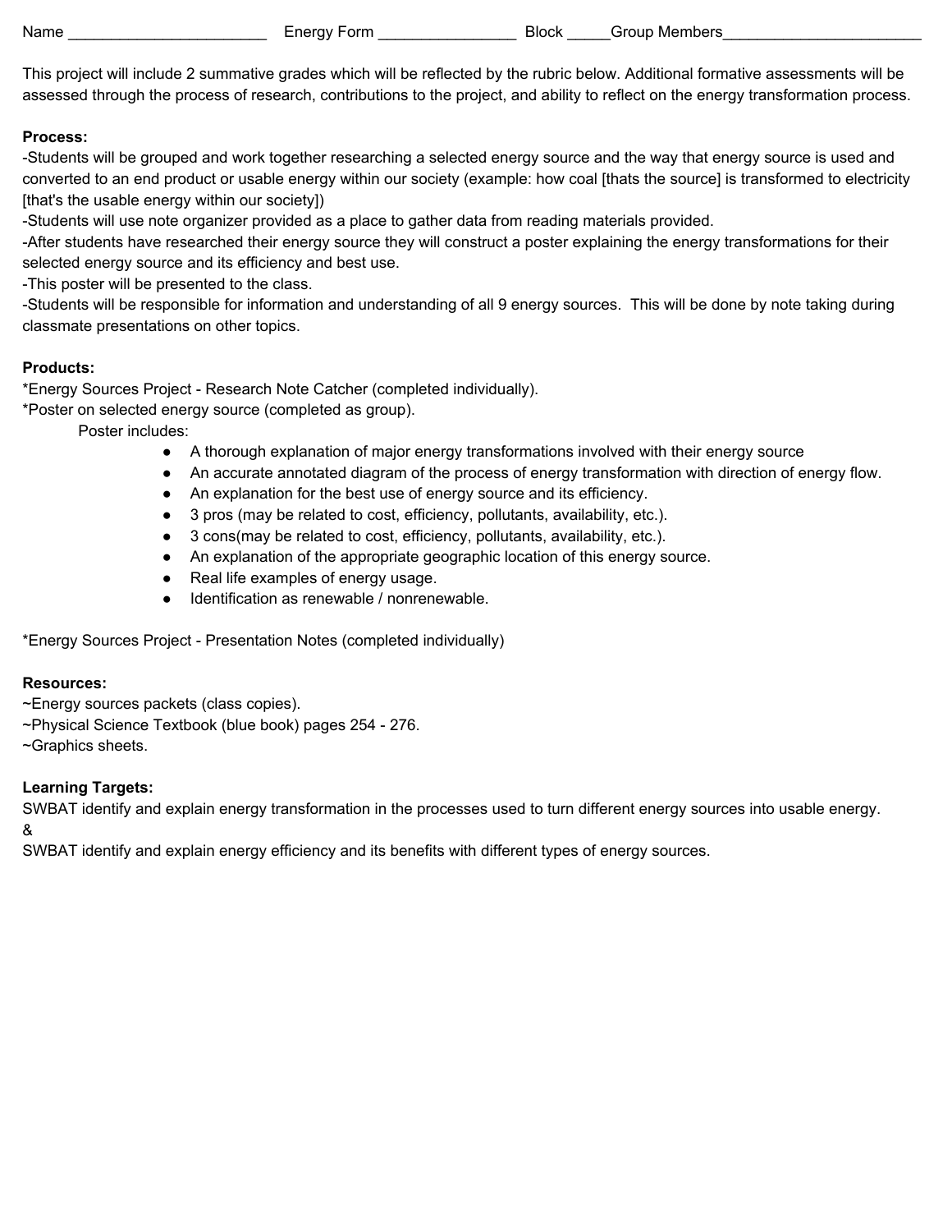Name _______________________ Energy Form ________________ Block _____Group Members_______________________

This project will include 2 summative grades which will be reflected by the rubric below. Additional formative assessments will be assessed through the process of research, contributions to the project, and ability to reflect on the energy transformation process.

**Process:**

-Students will be grouped and work together researching a selected energy source and the way that energy source is used and converted to an end product or usable energy within our society (example: how coal [thats the source] is transformed to electricity [that's the usable energy within our society])

-Students will use note organizer provided as a place to gather data from reading materials provided.

-After students have researched their energy source they will construct a poster explaining the energy transformations for their selected energy source and its efficiency and best use.

-This poster will be presented to the class.

-Students will be responsible for information and understanding of all 9 energy sources. This will be done by note taking during classmate presentations on other topics.

**Products:**

*Energy Sources Project - Research Note Catcher (completed individually).

*Poster on selected energy source (completed as group).

Poster includes:

- A thorough explanation of major energy transformations involved with their energy source
- An accurate annotated diagram of the process of energy transformation with direction of energy flow.
- An explanation for the best use of energy source and its efficiency.
- 3 pros (may be related to cost, efficiency, pollutants, availability, etc.).
- 3 cons(may be related to cost, efficiency, pollutants, availability, etc.).
- An explanation of the appropriate geographic location of this energy source.
- Real life examples of energy usage.
- Identification as renewable / nonrenewable.

*Energy Sources Project - Presentation Notes (completed individually)

**Resources:**

~Energy sources packets (class copies).

~Physical Science Textbook (blue book) pages 254 - 276.

~Graphics sheets.

**Learning Targets:**

SWBAT identify and explain energy transformation in the processes used to turn different energy sources into usable energy.

&

SWBAT identify and explain energy efficiency and its benefits with different types of energy sources.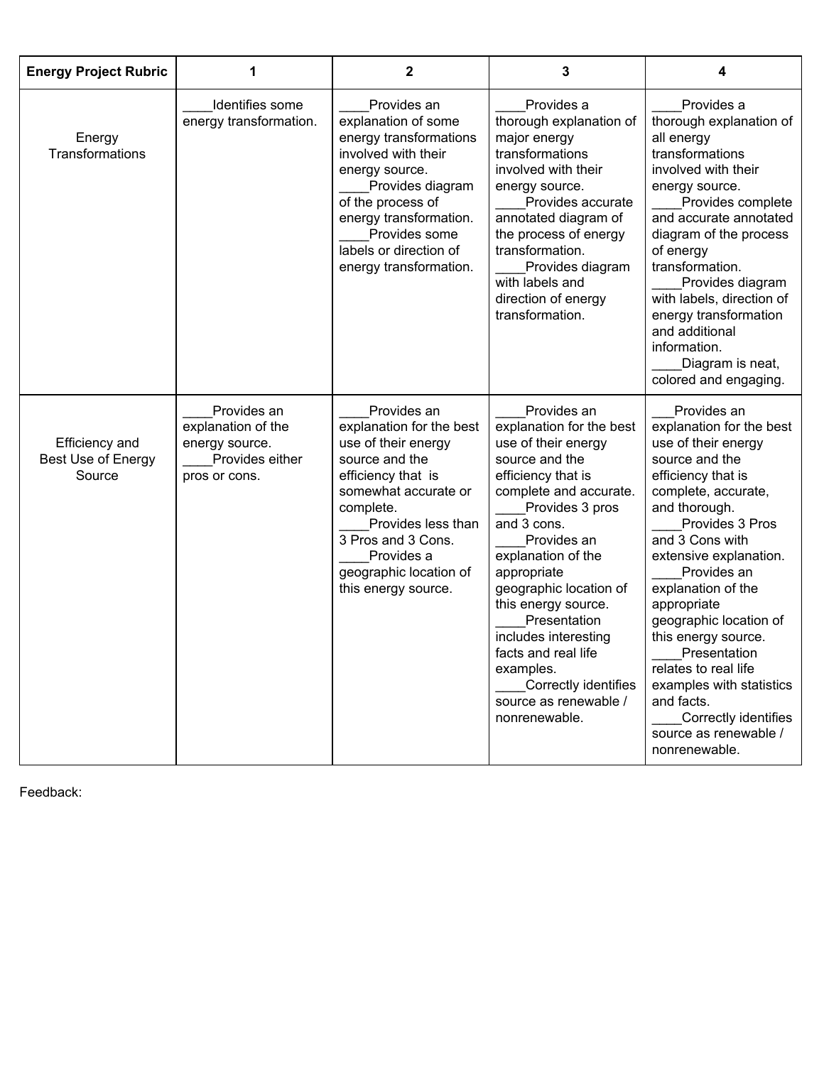| **Energy Project Rubric** | **1** | **2** | **3** | **4** |
|---|---|---|---|---|
| Energy Transformations | ____Identifies some energy transformation. | ____Provides an explanation of some energy transformations involved with their energy source.<br>____Provides diagram of the process of energy transformation.<br>____Provides some labels or direction of energy transformation. | ____Provides a thorough explanation of major energy transformations involved with their energy source.<br>____Provides accurate annotated diagram of the process of energy transformation.<br>____Provides diagram with labels and direction of energy transformation. | ____Provides a thorough explanation of all energy transformations involved with their energy source.<br>____Provides complete and accurate annotated diagram of the process of energy transformation.<br>____Provides diagram with labels, direction of energy transformation and additional information.<br>____Diagram is neat, colored and engaging. |
| Efficiency and Best Use of Energy Source | ____Provides an explanation of the energy source.<br>____Provides either pros or cons. | ____Provides an explanation for the best use of their energy source and the efficiency that is somewhat accurate or complete.<br>____Provides less than 3 Pros and 3 Cons.<br>____Provides a geographic location of this energy source. | ____Provides an explanation for the best use of their energy source and the efficiency that is complete and accurate.<br>____Provides 3 pros and 3 cons.<br>____Provides an explanation of the appropriate geographic location of this energy source.<br>____Presentation includes interesting facts and real life examples.<br>____Correctly identifies source as renewable / nonrenewable. | ___Provides an explanation for the best use of their energy source and the efficiency that is complete, accurate, and thorough.<br>____Provides 3 Pros and 3 Cons with extensive explanation.<br>____Provides an explanation of the appropriate geographic location of this energy source.<br>____Presentation relates to real life examples with statistics and facts.<br>____Correctly identifies source as renewable / nonrenewable. |

Feedback: